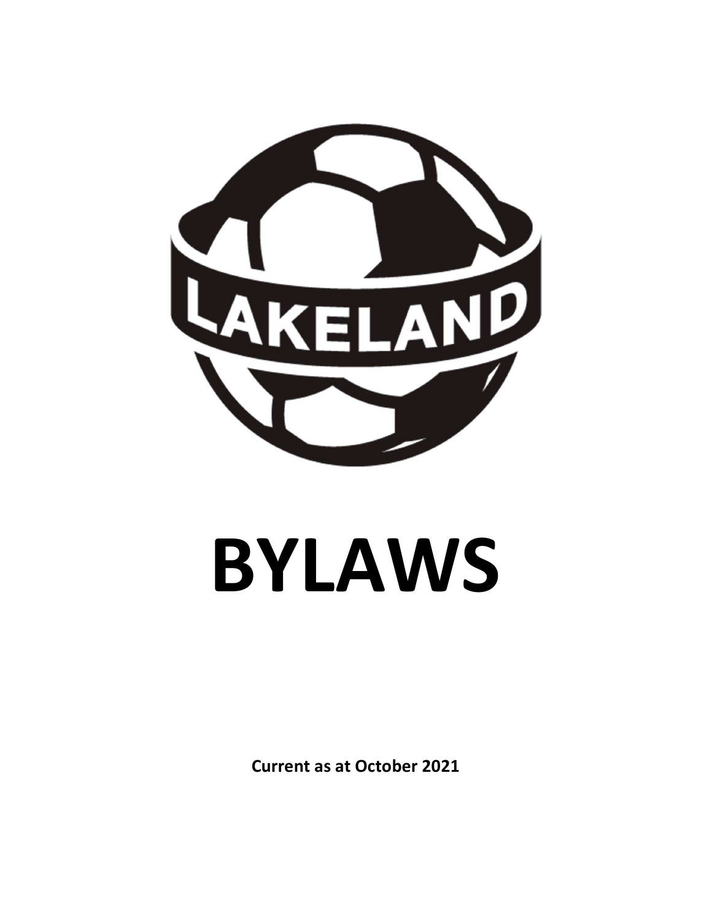LAKELAND

# BYLAWS

**Current as at October 2021**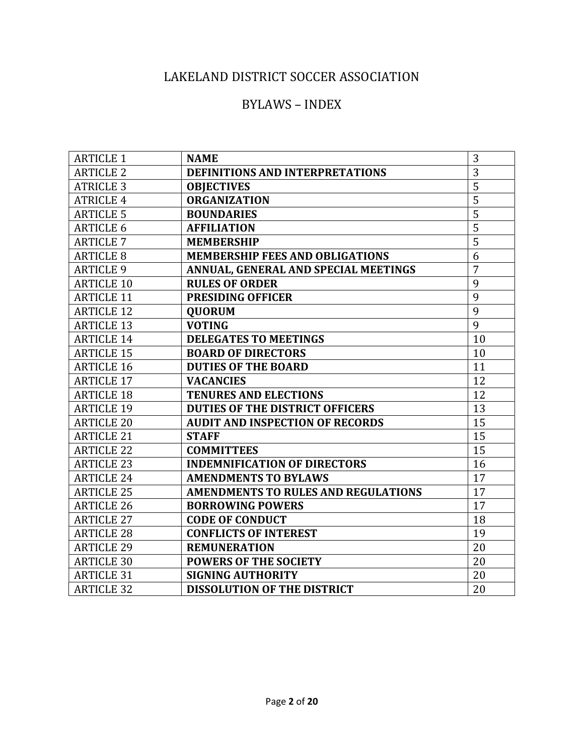# LAKELAND DISTRICT SOCCER ASSOCIATION

## BYLAWS – INDEX

| | | |
|---|---|---|
| ARTICLE 1 | **NAME** | 3 |
| ARTICLE 2 | **DEFINITIONS AND INTERPRETATIONS** | 3 |
| ATRICLE 3 | **OBJECTIVES** | 5 |
| ATRICLE 4 | **ORGANIZATION** | 5 |
| ARTICLE 5 | **BOUNDARIES** | 5 |
| ARTICLE 6 | **AFFILIATION** | 5 |
| ARTICLE 7 | **MEMBERSHIP** | 5 |
| ARTICLE 8 | **MEMBERSHIP FEES AND OBLIGATIONS** | 6 |
| ARTICLE 9 | **ANNUAL, GENERAL AND SPECIAL MEETINGS** | 7 |
| ARTICLE 10 | **RULES OF ORDER** | 9 |
| ARTICLE 11 | **PRESIDING OFFICER** | 9 |
| ARTICLE 12 | **QUORUM** | 9 |
| ARTICLE 13 | **VOTING** | 9 |
| ARTICLE 14 | **DELEGATES TO MEETINGS** | 10 |
| ARTICLE 15 | **BOARD OF DIRECTORS** | 10 |
| ARTICLE 16 | **DUTIES OF THE BOARD** | 11 |
| ARTICLE 17 | **VACANCIES** | 12 |
| ARTICLE 18 | **TENURES AND ELECTIONS** | 12 |
| ARTICLE 19 | **DUTIES OF THE DISTRICT OFFICERS** | 13 |
| ARTICLE 20 | **AUDIT AND INSPECTION OF RECORDS** | 15 |
| ARTICLE 21 | **STAFF** | 15 |
| ARTICLE 22 | **COMMITTEES** | 15 |
| ARTICLE 23 | **INDEMNIFICATION OF DIRECTORS** | 16 |
| ARTICLE 24 | **AMENDMENTS TO BYLAWS** | 17 |
| ARTICLE 25 | **AMENDMENTS TO RULES AND REGULATIONS** | 17 |
| ARTICLE 26 | **BORROWING POWERS** | 17 |
| ARTICLE 27 | **CODE OF CONDUCT** | 18 |
| ARTICLE 28 | **CONFLICTS OF INTEREST** | 19 |
| ARTICLE 29 | **REMUNERATION** | 20 |
| ARTICLE 30 | **POWERS OF THE SOCIETY** | 20 |
| ARTICLE 31 | **SIGNING AUTHORITY** | 20 |
| ARTICLE 32 | **DISSOLUTION OF THE DISTRICT** | 20 |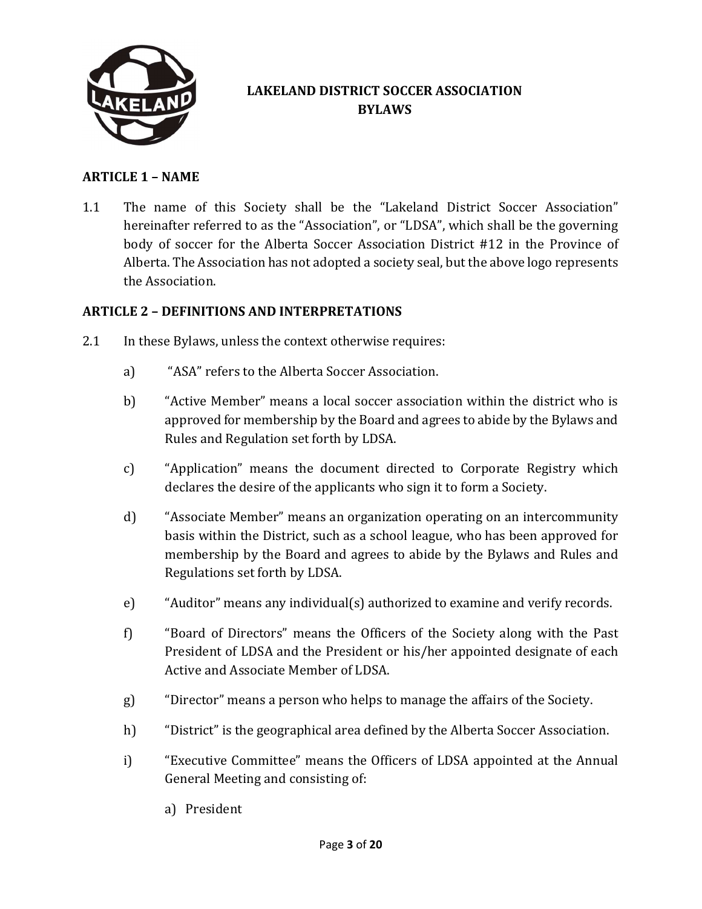# LAKELAND DISTRICT SOCCER ASSOCIATION BYLAWS

## ARTICLE 1 – NAME

1.1 The name of this Society shall be the "Lakeland District Soccer Association" hereinafter referred to as the "Association", or "LDSA", which shall be the governing body of soccer for the Alberta Soccer Association District #12 in the Province of Alberta. The Association has not adopted a society seal, but the above logo represents the Association.

## ARTICLE 2 – DEFINITIONS AND INTERPRETATIONS

2.1 In these Bylaws, unless the context otherwise requires:

a) "ASA" refers to the Alberta Soccer Association.

b) "Active Member" means a local soccer association within the district who is approved for membership by the Board and agrees to abide by the Bylaws and Rules and Regulation set forth by LDSA.

c) "Application" means the document directed to Corporate Registry which declares the desire of the applicants who sign it to form a Society.

d) "Associate Member" means an organization operating on an intercommunity basis within the District, such as a school league, who has been approved for membership by the Board and agrees to abide by the Bylaws and Rules and Regulations set forth by LDSA.

e) "Auditor" means any individual(s) authorized to examine and verify records.

f) "Board of Directors" means the Officers of the Society along with the Past President of LDSA and the President or his/her appointed designate of each Active and Associate Member of LDSA.

g) "Director" means a person who helps to manage the affairs of the Society.

h) "District" is the geographical area defined by the Alberta Soccer Association.

i) "Executive Committee" means the Officers of LDSA appointed at the Annual General Meeting and consisting of:

   a) President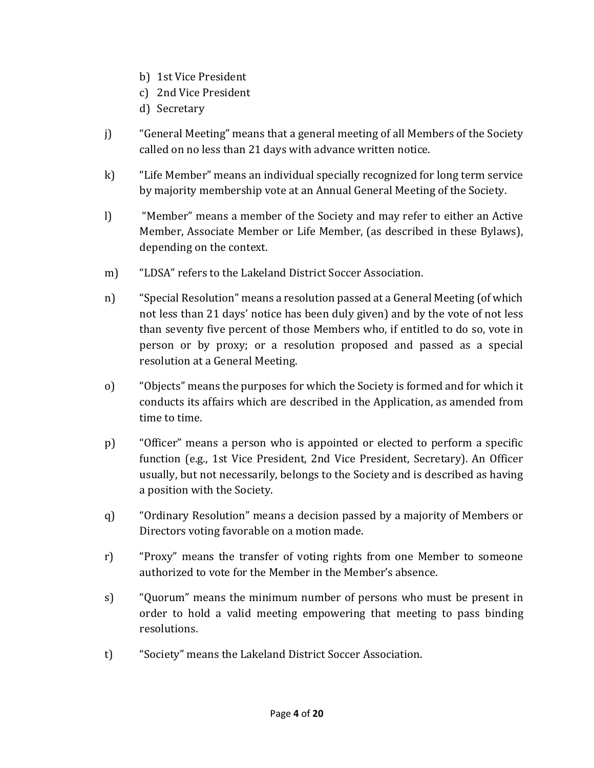b) 1st Vice President
c) 2nd Vice President
d) Secretary

j) "General Meeting" means that a general meeting of all Members of the Society called on no less than 21 days with advance written notice.

k) "Life Member" means an individual specially recognized for long term service by majority membership vote at an Annual General Meeting of the Society.

l) "Member" means a member of the Society and may refer to either an Active Member, Associate Member or Life Member, (as described in these Bylaws), depending on the context.

m) "LDSA" refers to the Lakeland District Soccer Association.

n) "Special Resolution" means a resolution passed at a General Meeting (of which not less than 21 days' notice has been duly given) and by the vote of not less than seventy five percent of those Members who, if entitled to do so, vote in person or by proxy; or a resolution proposed and passed as a special resolution at a General Meeting.

o) "Objects" means the purposes for which the Society is formed and for which it conducts its affairs which are described in the Application, as amended from time to time.

p) "Officer" means a person who is appointed or elected to perform a specific function (e.g., 1st Vice President, 2nd Vice President, Secretary). An Officer usually, but not necessarily, belongs to the Society and is described as having a position with the Society.

q) "Ordinary Resolution" means a decision passed by a majority of Members or Directors voting favorable on a motion made.

r) "Proxy" means the transfer of voting rights from one Member to someone authorized to vote for the Member in the Member's absence.

s) "Quorum" means the minimum number of persons who must be present in order to hold a valid meeting empowering that meeting to pass binding resolutions.

t) "Society" means the Lakeland District Soccer Association.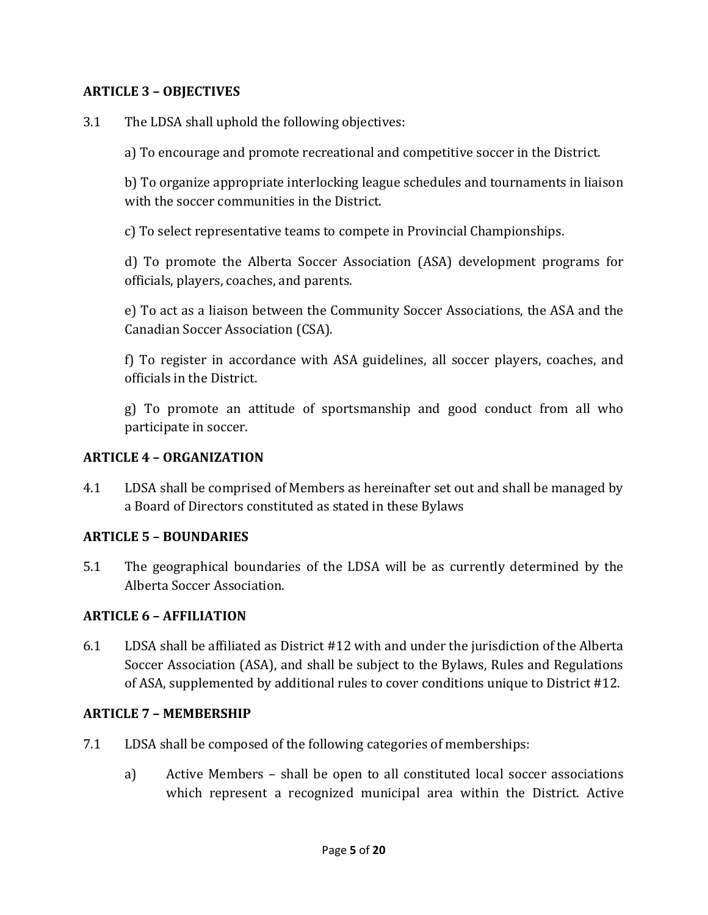**ARTICLE 3 – OBJECTIVES**

3.1 The LDSA shall uphold the following objectives:

a) To encourage and promote recreational and competitive soccer in the District.

b) To organize appropriate interlocking league schedules and tournaments in liaison with the soccer communities in the District.

c) To select representative teams to compete in Provincial Championships.

d) To promote the Alberta Soccer Association (ASA) development programs for officials, players, coaches, and parents.

e) To act as a liaison between the Community Soccer Associations, the ASA and the Canadian Soccer Association (CSA).

f) To register in accordance with ASA guidelines, all soccer players, coaches, and officials in the District.

g) To promote an attitude of sportsmanship and good conduct from all who participate in soccer.

**ARTICLE 4 – ORGANIZATION**

4.1 LDSA shall be comprised of Members as hereinafter set out and shall be managed by a Board of Directors constituted as stated in these Bylaws

**ARTICLE 5 – BOUNDARIES**

5.1 The geographical boundaries of the LDSA will be as currently determined by the Alberta Soccer Association.

**ARTICLE 6 – AFFILIATION**

6.1 LDSA shall be affiliated as District #12 with and under the jurisdiction of the Alberta Soccer Association (ASA), and shall be subject to the Bylaws, Rules and Regulations of ASA, supplemented by additional rules to cover conditions unique to District #12.

**ARTICLE 7 – MEMBERSHIP**

7.1 LDSA shall be composed of the following categories of memberships:

a) Active Members – shall be open to all constituted local soccer associations which represent a recognized municipal area within the District. Active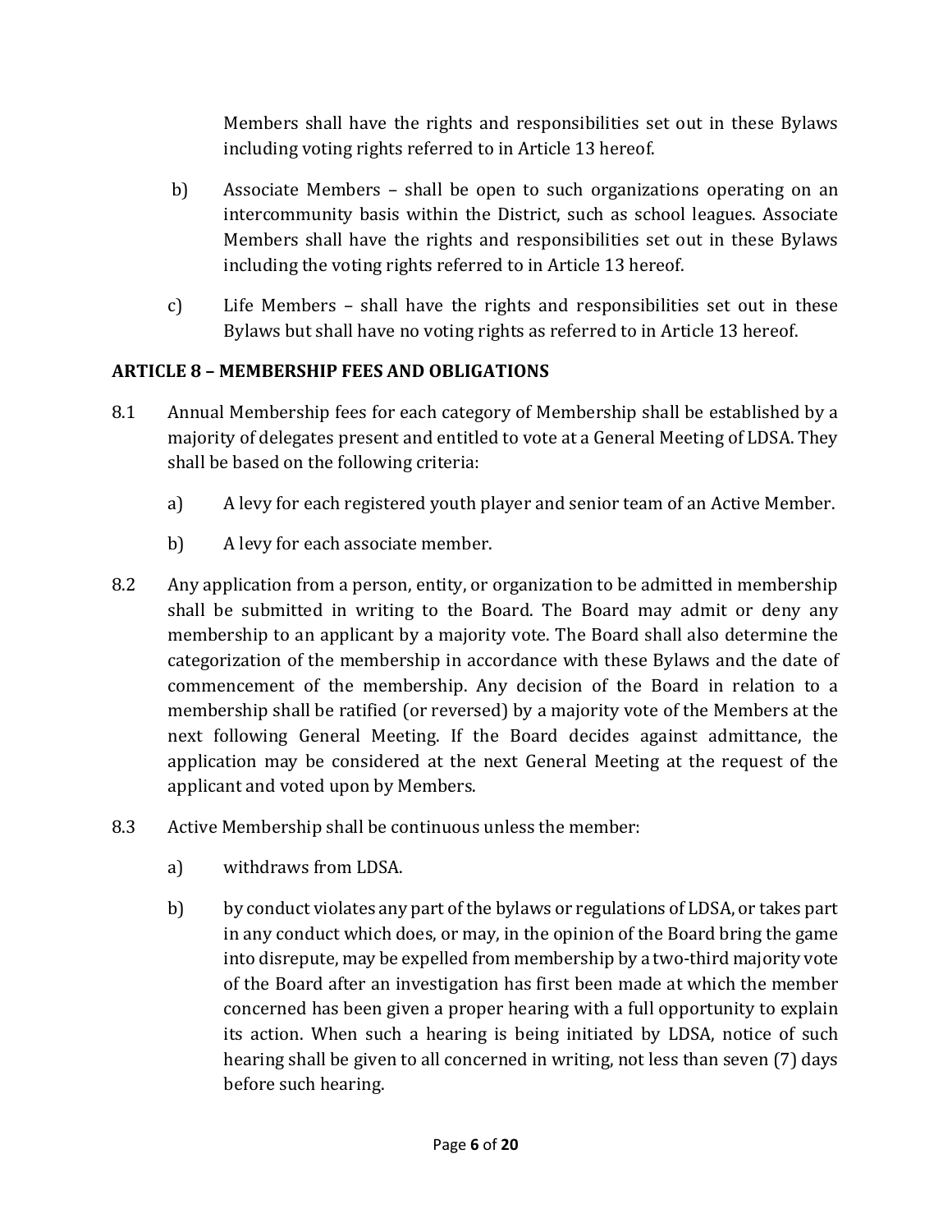Members shall have the rights and responsibilities set out in these Bylaws including voting rights referred to in Article 13 hereof.

b) Associate Members – shall be open to such organizations operating on an intercommunity basis within the District, such as school leagues. Associate Members shall have the rights and responsibilities set out in these Bylaws including the voting rights referred to in Article 13 hereof.

c) Life Members – shall have the rights and responsibilities set out in these Bylaws but shall have no voting rights as referred to in Article 13 hereof.

**ARTICLE 8 – MEMBERSHIP FEES AND OBLIGATIONS**

8.1 Annual Membership fees for each category of Membership shall be established by a majority of delegates present and entitled to vote at a General Meeting of LDSA. They shall be based on the following criteria:

a) A levy for each registered youth player and senior team of an Active Member.

b) A levy for each associate member.

8.2 Any application from a person, entity, or organization to be admitted in membership shall be submitted in writing to the Board. The Board may admit or deny any membership to an applicant by a majority vote. The Board shall also determine the categorization of the membership in accordance with these Bylaws and the date of commencement of the membership. Any decision of the Board in relation to a membership shall be ratified (or reversed) by a majority vote of the Members at the next following General Meeting. If the Board decides against admittance, the application may be considered at the next General Meeting at the request of the applicant and voted upon by Members.

8.3 Active Membership shall be continuous unless the member:

a) withdraws from LDSA.

b) by conduct violates any part of the bylaws or regulations of LDSA, or takes part in any conduct which does, or may, in the opinion of the Board bring the game into disrepute, may be expelled from membership by a two-third majority vote of the Board after an investigation has first been made at which the member concerned has been given a proper hearing with a full opportunity to explain its action. When such a hearing is being initiated by LDSA, notice of such hearing shall be given to all concerned in writing, not less than seven (7) days before such hearing.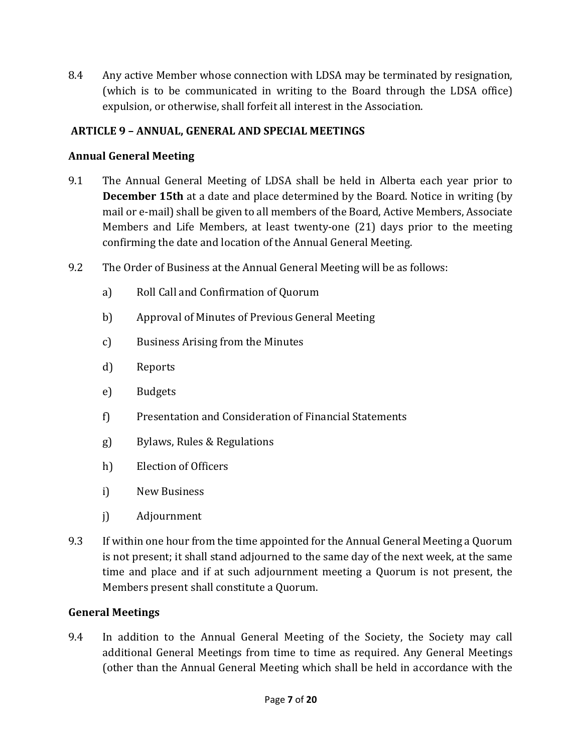8.4 Any active Member whose connection with LDSA may be terminated by resignation, (which is to be communicated in writing to the Board through the LDSA office) expulsion, or otherwise, shall forfeit all interest in the Association.

## ARTICLE 9 – ANNUAL, GENERAL AND SPECIAL MEETINGS

### Annual General Meeting

9.1 The Annual General Meeting of LDSA shall be held in Alberta each year prior to **December 15th** at a date and place determined by the Board. Notice in writing (by mail or e-mail) shall be given to all members of the Board, Active Members, Associate Members and Life Members, at least twenty-one (21) days prior to the meeting confirming the date and location of the Annual General Meeting.

9.2 The Order of Business at the Annual General Meeting will be as follows:

a) Roll Call and Confirmation of Quorum

b) Approval of Minutes of Previous General Meeting

c) Business Arising from the Minutes

d) Reports

e) Budgets

f) Presentation and Consideration of Financial Statements

g) Bylaws, Rules & Regulations

h) Election of Officers

i) New Business

j) Adjournment

9.3 If within one hour from the time appointed for the Annual General Meeting a Quorum is not present; it shall stand adjourned to the same day of the next week, at the same time and place and if at such adjournment meeting a Quorum is not present, the Members present shall constitute a Quorum.

### General Meetings

9.4 In addition to the Annual General Meeting of the Society, the Society may call additional General Meetings from time to time as required. Any General Meetings (other than the Annual General Meeting which shall be held in accordance with the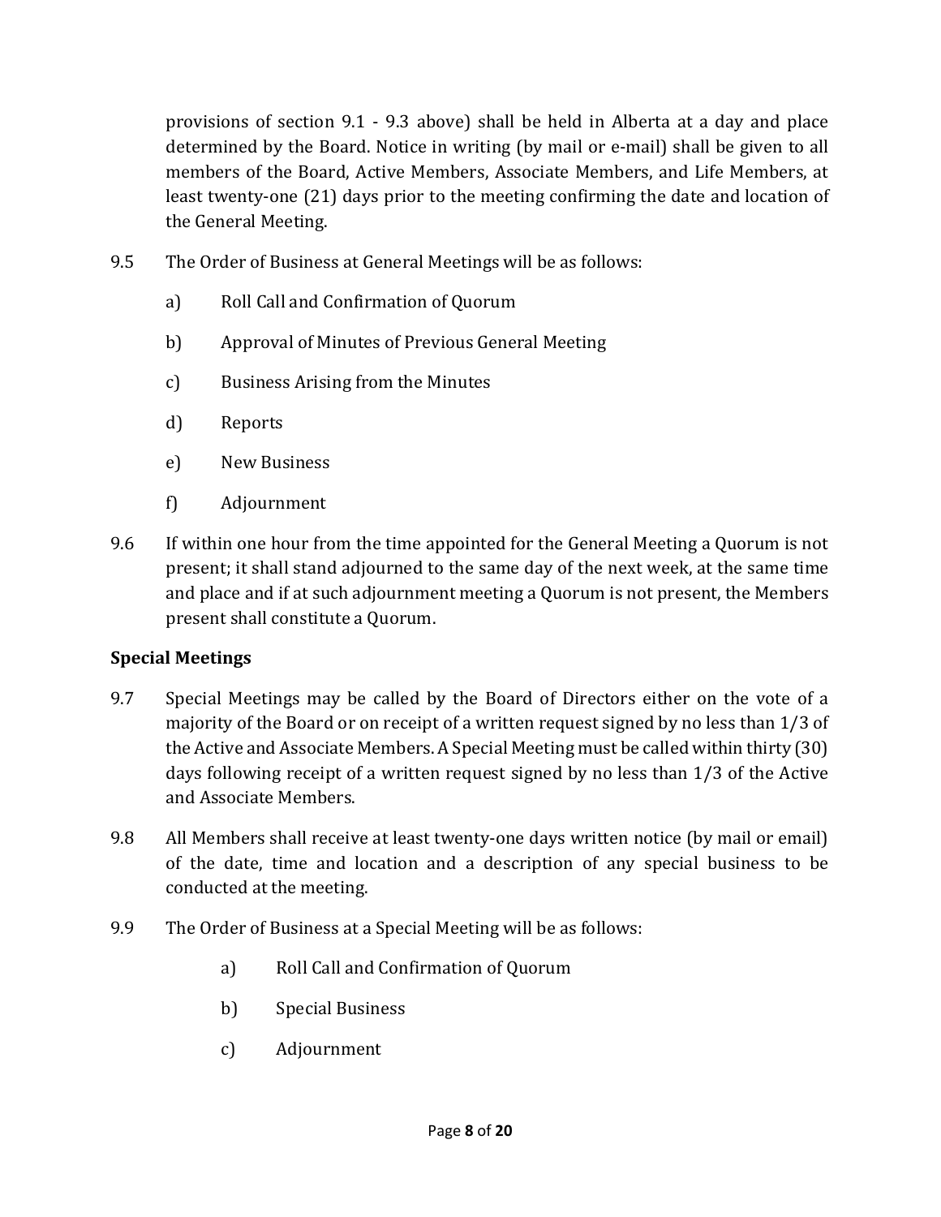provisions of section 9.1 - 9.3 above) shall be held in Alberta at a day and place determined by the Board. Notice in writing (by mail or e-mail) shall be given to all members of the Board, Active Members, Associate Members, and Life Members, at least twenty-one (21) days prior to the meeting confirming the date and location of the General Meeting.

9.5 The Order of Business at General Meetings will be as follows:

a) Roll Call and Confirmation of Quorum

b) Approval of Minutes of Previous General Meeting

c) Business Arising from the Minutes

d) Reports

e) New Business

f) Adjournment

9.6 If within one hour from the time appointed for the General Meeting a Quorum is not present; it shall stand adjourned to the same day of the next week, at the same time and place and if at such adjournment meeting a Quorum is not present, the Members present shall constitute a Quorum.

**Special Meetings**

9.7 Special Meetings may be called by the Board of Directors either on the vote of a majority of the Board or on receipt of a written request signed by no less than 1/3 of the Active and Associate Members. A Special Meeting must be called within thirty (30) days following receipt of a written request signed by no less than 1/3 of the Active and Associate Members.

9.8 All Members shall receive at least twenty-one days written notice (by mail or email) of the date, time and location and a description of any special business to be conducted at the meeting.

9.9 The Order of Business at a Special Meeting will be as follows:

a) Roll Call and Confirmation of Quorum

b) Special Business

c) Adjournment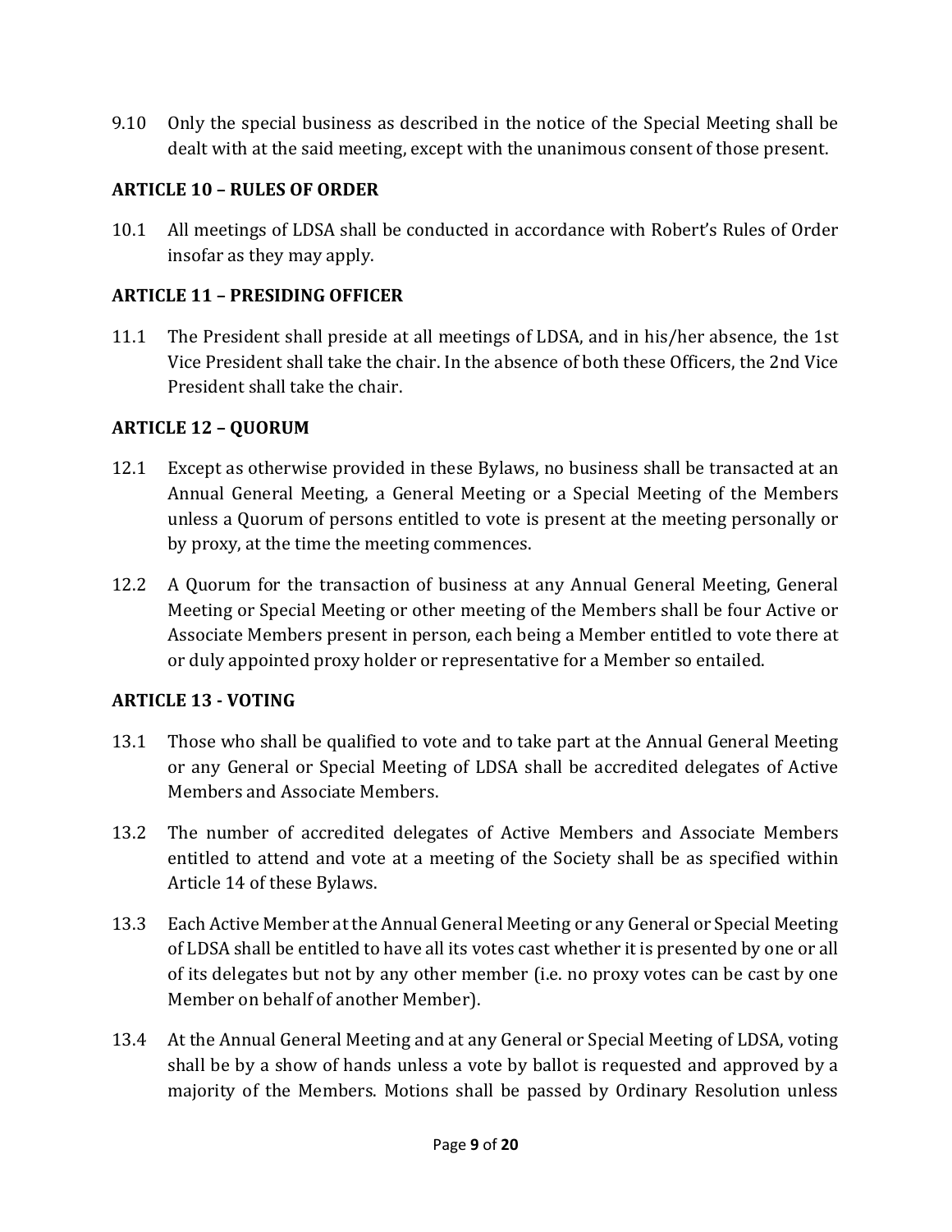9.10 Only the special business as described in the notice of the Special Meeting shall be dealt with at the said meeting, except with the unanimous consent of those present.

## ARTICLE 10 – RULES OF ORDER

10.1 All meetings of LDSA shall be conducted in accordance with Robert's Rules of Order insofar as they may apply.

## ARTICLE 11 – PRESIDING OFFICER

11.1 The President shall preside at all meetings of LDSA, and in his/her absence, the 1st Vice President shall take the chair. In the absence of both these Officers, the 2nd Vice President shall take the chair.

## ARTICLE 12 – QUORUM

12.1 Except as otherwise provided in these Bylaws, no business shall be transacted at an Annual General Meeting, a General Meeting or a Special Meeting of the Members unless a Quorum of persons entitled to vote is present at the meeting personally or by proxy, at the time the meeting commences.

12.2 A Quorum for the transaction of business at any Annual General Meeting, General Meeting or Special Meeting or other meeting of the Members shall be four Active or Associate Members present in person, each being a Member entitled to vote there at or duly appointed proxy holder or representative for a Member so entailed.

## ARTICLE 13 - VOTING

13.1 Those who shall be qualified to vote and to take part at the Annual General Meeting or any General or Special Meeting of LDSA shall be accredited delegates of Active Members and Associate Members.

13.2 The number of accredited delegates of Active Members and Associate Members entitled to attend and vote at a meeting of the Society shall be as specified within Article 14 of these Bylaws.

13.3 Each Active Member at the Annual General Meeting or any General or Special Meeting of LDSA shall be entitled to have all its votes cast whether it is presented by one or all of its delegates but not by any other member (i.e. no proxy votes can be cast by one Member on behalf of another Member).

13.4 At the Annual General Meeting and at any General or Special Meeting of LDSA, voting shall be by a show of hands unless a vote by ballot is requested and approved by a majority of the Members. Motions shall be passed by Ordinary Resolution unless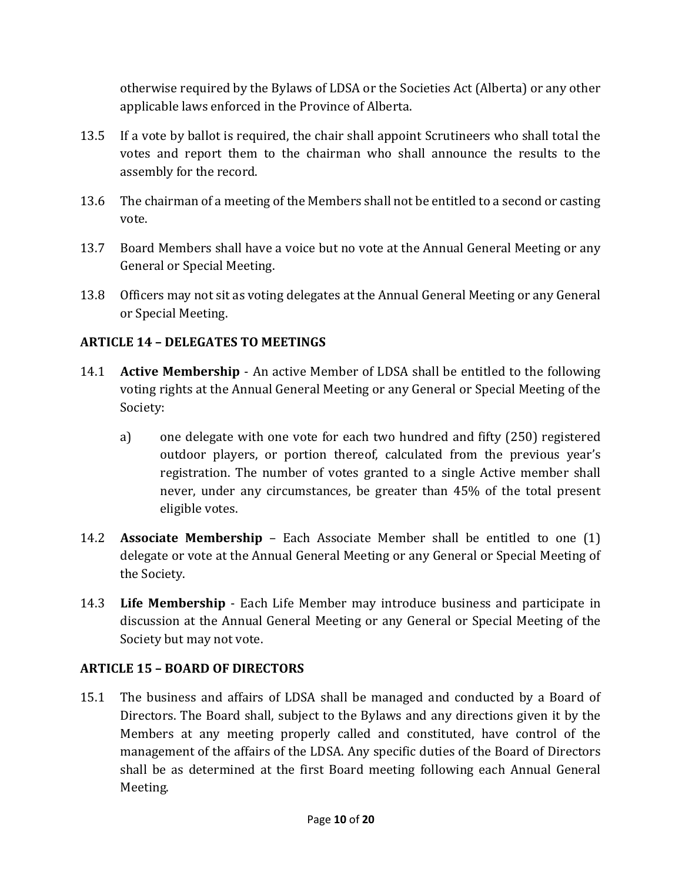otherwise required by the Bylaws of LDSA or the Societies Act (Alberta) or any other applicable laws enforced in the Province of Alberta.

13.5 If a vote by ballot is required, the chair shall appoint Scrutineers who shall total the votes and report them to the chairman who shall announce the results to the assembly for the record.

13.6 The chairman of a meeting of the Members shall not be entitled to a second or casting vote.

13.7 Board Members shall have a voice but no vote at the Annual General Meeting or any General or Special Meeting.

13.8 Officers may not sit as voting delegates at the Annual General Meeting or any General or Special Meeting.

### ARTICLE 14 – DELEGATES TO MEETINGS

14.1 **Active Membership** - An active Member of LDSA shall be entitled to the following voting rights at the Annual General Meeting or any General or Special Meeting of the Society:

   a) one delegate with one vote for each two hundred and fifty (250) registered outdoor players, or portion thereof, calculated from the previous year's registration. The number of votes granted to a single Active member shall never, under any circumstances, be greater than 45% of the total present eligible votes.

14.2 **Associate Membership** – Each Associate Member shall be entitled to one (1) delegate or vote at the Annual General Meeting or any General or Special Meeting of the Society.

14.3 **Life Membership** - Each Life Member may introduce business and participate in discussion at the Annual General Meeting or any General or Special Meeting of the Society but may not vote.

### ARTICLE 15 – BOARD OF DIRECTORS

15.1 The business and affairs of LDSA shall be managed and conducted by a Board of Directors. The Board shall, subject to the Bylaws and any directions given it by the Members at any meeting properly called and constituted, have control of the management of the affairs of the LDSA. Any specific duties of the Board of Directors shall be as determined at the first Board meeting following each Annual General Meeting.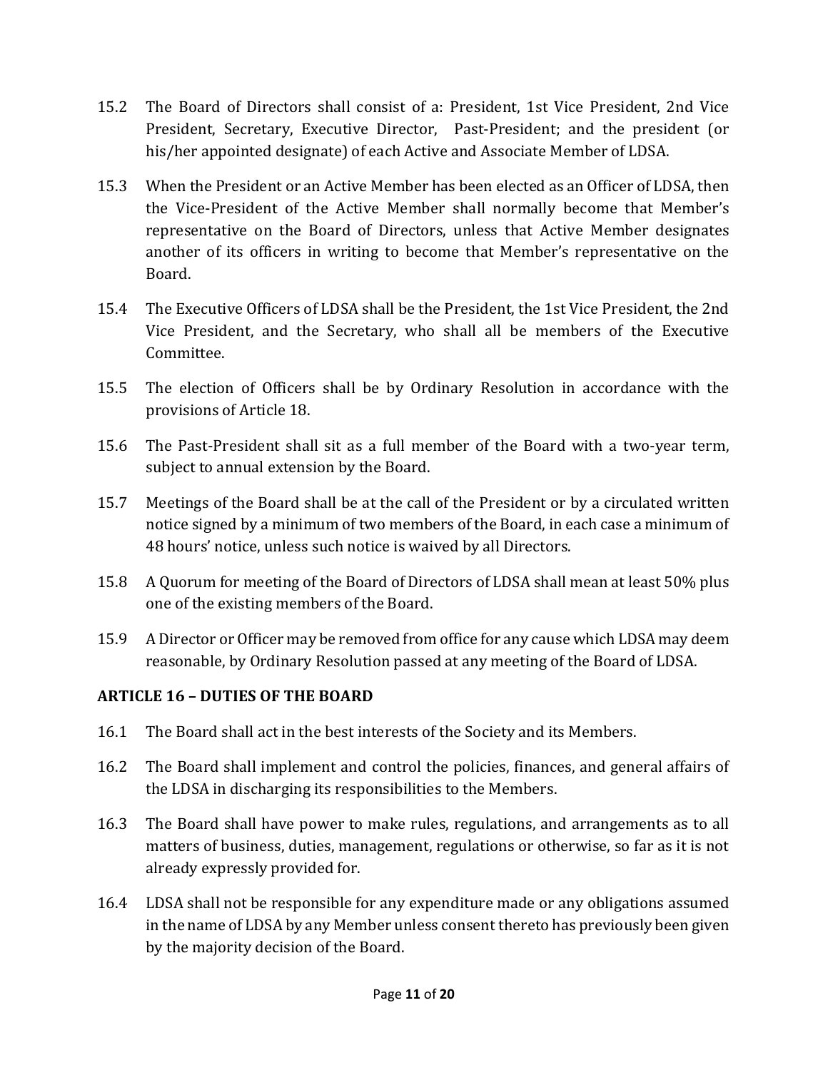15.2 The Board of Directors shall consist of a: President, 1st Vice President, 2nd Vice President, Secretary, Executive Director, Past-President; and the president (or his/her appointed designate) of each Active and Associate Member of LDSA.

15.3 When the President or an Active Member has been elected as an Officer of LDSA, then the Vice-President of the Active Member shall normally become that Member's representative on the Board of Directors, unless that Active Member designates another of its officers in writing to become that Member's representative on the Board.

15.4 The Executive Officers of LDSA shall be the President, the 1st Vice President, the 2nd Vice President, and the Secretary, who shall all be members of the Executive Committee.

15.5 The election of Officers shall be by Ordinary Resolution in accordance with the provisions of Article 18.

15.6 The Past-President shall sit as a full member of the Board with a two-year term, subject to annual extension by the Board.

15.7 Meetings of the Board shall be at the call of the President or by a circulated written notice signed by a minimum of two members of the Board, in each case a minimum of 48 hours' notice, unless such notice is waived by all Directors.

15.8 A Quorum for meeting of the Board of Directors of LDSA shall mean at least 50% plus one of the existing members of the Board.

15.9 A Director or Officer may be removed from office for any cause which LDSA may deem reasonable, by Ordinary Resolution passed at any meeting of the Board of LDSA.

## ARTICLE 16 – DUTIES OF THE BOARD

16.1 The Board shall act in the best interests of the Society and its Members.

16.2 The Board shall implement and control the policies, finances, and general affairs of the LDSA in discharging its responsibilities to the Members.

16.3 The Board shall have power to make rules, regulations, and arrangements as to all matters of business, duties, management, regulations or otherwise, so far as it is not already expressly provided for.

16.4 LDSA shall not be responsible for any expenditure made or any obligations assumed in the name of LDSA by any Member unless consent thereto has previously been given by the majority decision of the Board.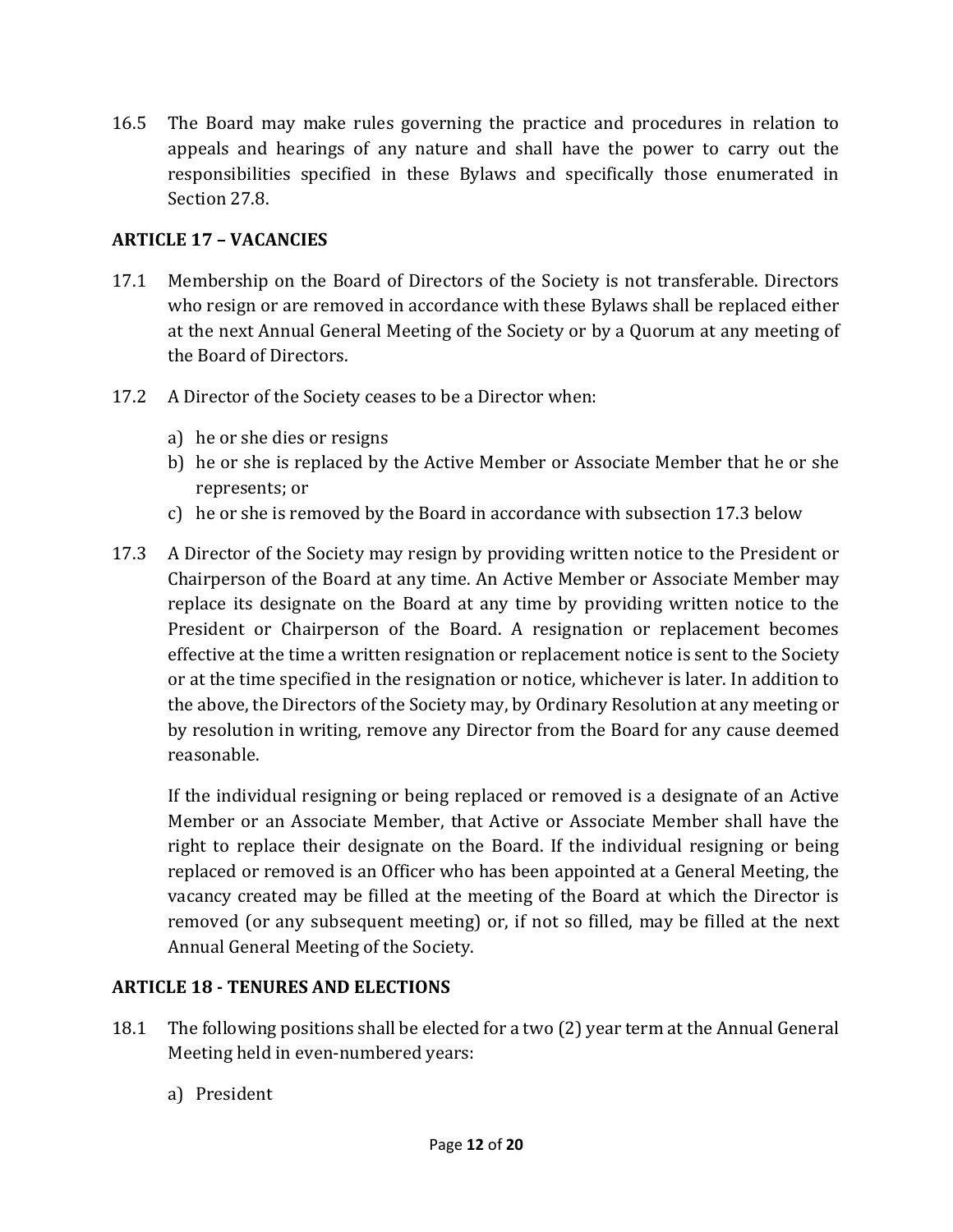16.5 The Board may make rules governing the practice and procedures in relation to appeals and hearings of any nature and shall have the power to carry out the responsibilities specified in these Bylaws and specifically those enumerated in Section 27.8.

**ARTICLE 17 – VACANCIES**

17.1 Membership on the Board of Directors of the Society is not transferable. Directors who resign or are removed in accordance with these Bylaws shall be replaced either at the next Annual General Meeting of the Society or by a Quorum at any meeting of the Board of Directors.

17.2 A Director of the Society ceases to be a Director when:

a) he or she dies or resigns
b) he or she is replaced by the Active Member or Associate Member that he or she represents; or
c) he or she is removed by the Board in accordance with subsection 17.3 below

17.3 A Director of the Society may resign by providing written notice to the President or Chairperson of the Board at any time. An Active Member or Associate Member may replace its designate on the Board at any time by providing written notice to the President or Chairperson of the Board. A resignation or replacement becomes effective at the time a written resignation or replacement notice is sent to the Society or at the time specified in the resignation or notice, whichever is later. In addition to the above, the Directors of the Society may, by Ordinary Resolution at any meeting or by resolution in writing, remove any Director from the Board for any cause deemed reasonable.

If the individual resigning or being replaced or removed is a designate of an Active Member or an Associate Member, that Active or Associate Member shall have the right to replace their designate on the Board. If the individual resigning or being replaced or removed is an Officer who has been appointed at a General Meeting, the vacancy created may be filled at the meeting of the Board at which the Director is removed (or any subsequent meeting) or, if not so filled, may be filled at the next Annual General Meeting of the Society.

**ARTICLE 18 - TENURES AND ELECTIONS**

18.1 The following positions shall be elected for a two (2) year term at the Annual General Meeting held in even-numbered years:

a) President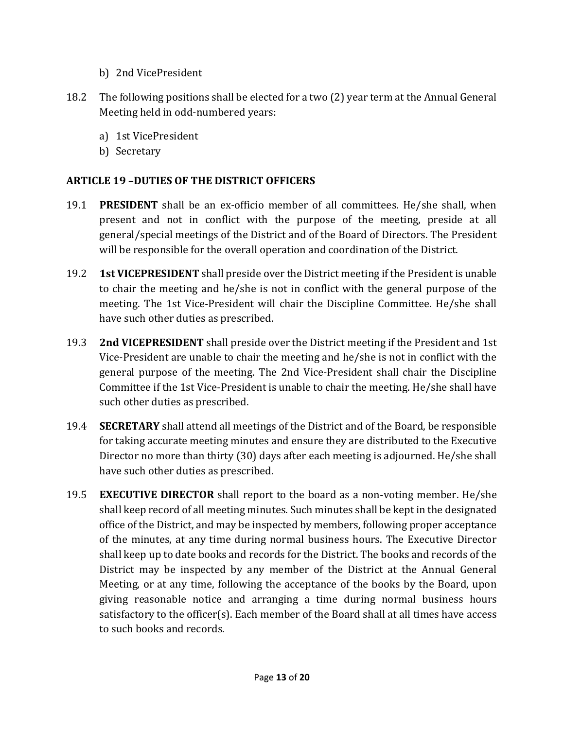b) 2nd VicePresident

18.2 The following positions shall be elected for a two (2) year term at the Annual General Meeting held in odd-numbered years:

a) 1st VicePresident
b) Secretary

## ARTICLE 19 –DUTIES OF THE DISTRICT OFFICERS

19.1 **PRESIDENT** shall be an ex-officio member of all committees. He/she shall, when present and not in conflict with the purpose of the meeting, preside at all general/special meetings of the District and of the Board of Directors. The President will be responsible for the overall operation and coordination of the District.

19.2 **1st VICEPRESIDENT** shall preside over the District meeting if the President is unable to chair the meeting and he/she is not in conflict with the general purpose of the meeting. The 1st Vice-President will chair the Discipline Committee. He/she shall have such other duties as prescribed.

19.3 **2nd VICEPRESIDENT** shall preside over the District meeting if the President and 1st Vice-President are unable to chair the meeting and he/she is not in conflict with the general purpose of the meeting. The 2nd Vice-President shall chair the Discipline Committee if the 1st Vice-President is unable to chair the meeting. He/she shall have such other duties as prescribed.

19.4 **SECRETARY** shall attend all meetings of the District and of the Board, be responsible for taking accurate meeting minutes and ensure they are distributed to the Executive Director no more than thirty (30) days after each meeting is adjourned. He/she shall have such other duties as prescribed.

19.5 **EXECUTIVE DIRECTOR** shall report to the board as a non-voting member. He/she shall keep record of all meeting minutes. Such minutes shall be kept in the designated office of the District, and may be inspected by members, following proper acceptance of the minutes, at any time during normal business hours. The Executive Director shall keep up to date books and records for the District. The books and records of the District may be inspected by any member of the District at the Annual General Meeting, or at any time, following the acceptance of the books by the Board, upon giving reasonable notice and arranging a time during normal business hours satisfactory to the officer(s). Each member of the Board shall at all times have access to such books and records.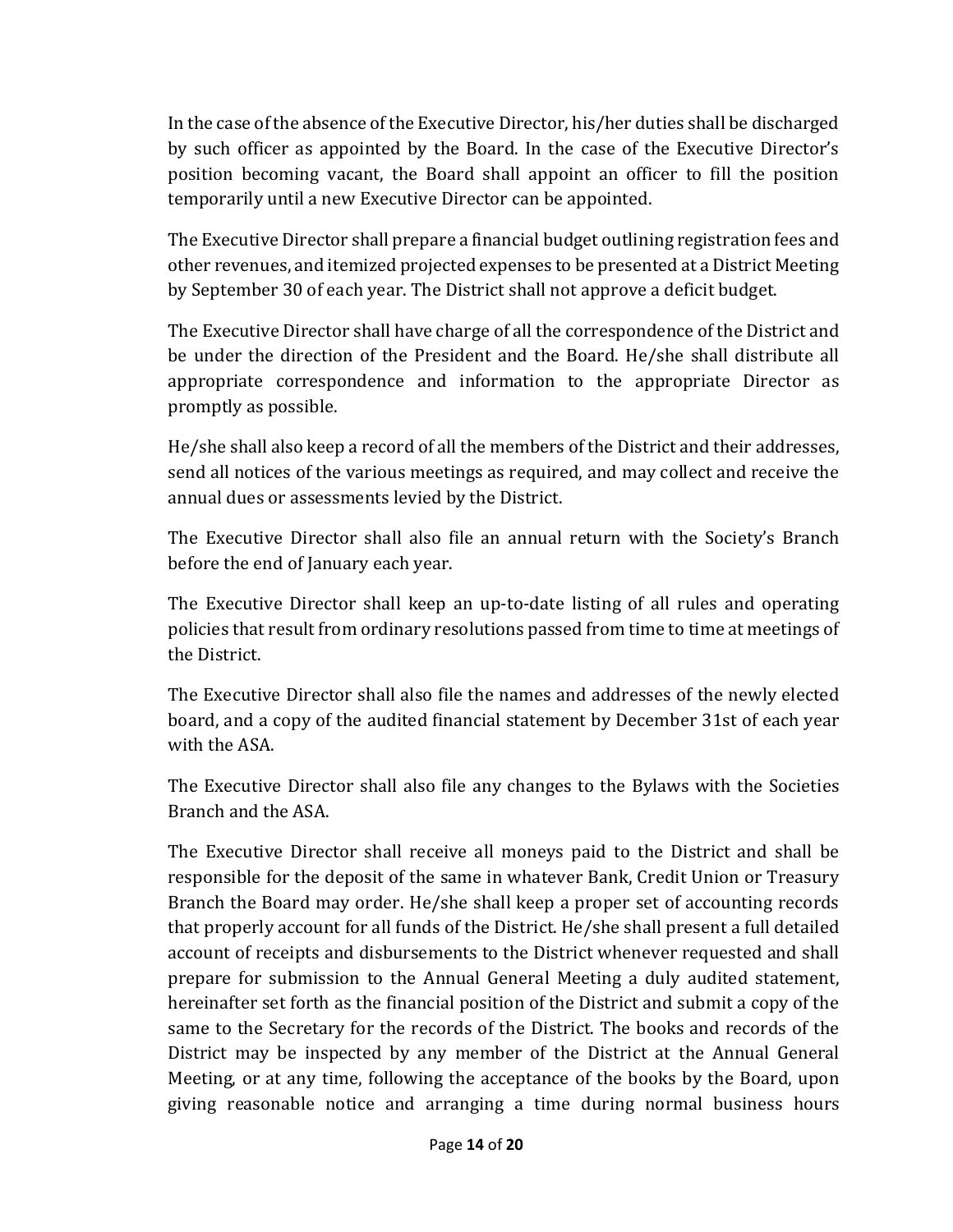In the case of the absence of the Executive Director, his/her duties shall be discharged by such officer as appointed by the Board. In the case of the Executive Director's position becoming vacant, the Board shall appoint an officer to fill the position temporarily until a new Executive Director can be appointed.

The Executive Director shall prepare a financial budget outlining registration fees and other revenues, and itemized projected expenses to be presented at a District Meeting by September 30 of each year. The District shall not approve a deficit budget.

The Executive Director shall have charge of all the correspondence of the District and be under the direction of the President and the Board. He/she shall distribute all appropriate correspondence and information to the appropriate Director as promptly as possible.

He/she shall also keep a record of all the members of the District and their addresses, send all notices of the various meetings as required, and may collect and receive the annual dues or assessments levied by the District.

The Executive Director shall also file an annual return with the Society's Branch before the end of January each year.

The Executive Director shall keep an up-to-date listing of all rules and operating policies that result from ordinary resolutions passed from time to time at meetings of the District.

The Executive Director shall also file the names and addresses of the newly elected board, and a copy of the audited financial statement by December 31st of each year with the ASA.

The Executive Director shall also file any changes to the Bylaws with the Societies Branch and the ASA.

The Executive Director shall receive all moneys paid to the District and shall be responsible for the deposit of the same in whatever Bank, Credit Union or Treasury Branch the Board may order. He/she shall keep a proper set of accounting records that properly account for all funds of the District. He/she shall present a full detailed account of receipts and disbursements to the District whenever requested and shall prepare for submission to the Annual General Meeting a duly audited statement, hereinafter set forth as the financial position of the District and submit a copy of the same to the Secretary for the records of the District. The books and records of the District may be inspected by any member of the District at the Annual General Meeting, or at any time, following the acceptance of the books by the Board, upon giving reasonable notice and arranging a time during normal business hours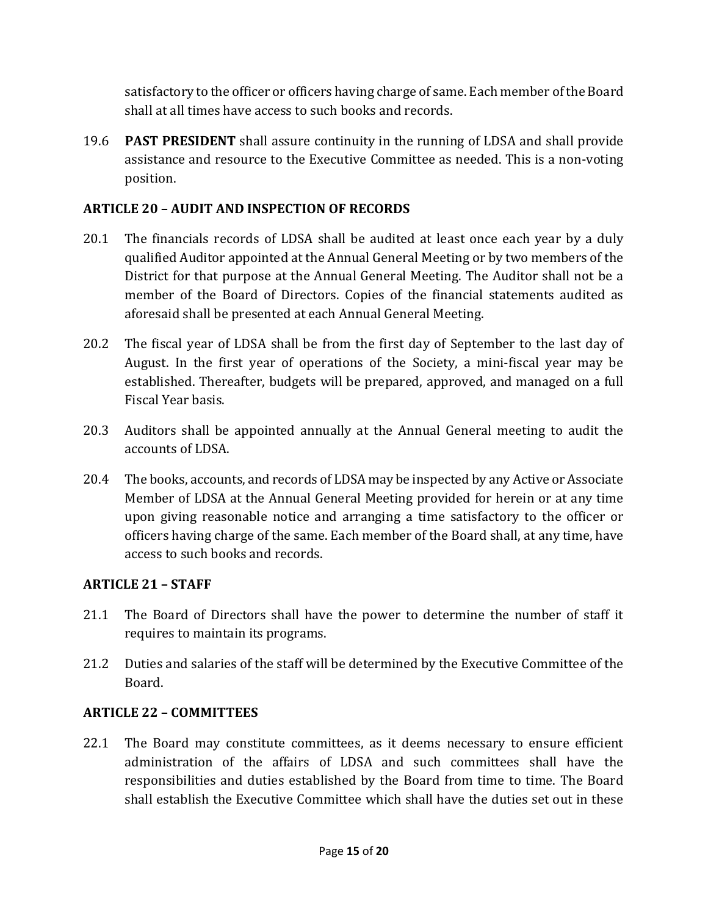satisfactory to the officer or officers having charge of same. Each member of the Board shall at all times have access to such books and records.

19.6 **PAST PRESIDENT** shall assure continuity in the running of LDSA and shall provide assistance and resource to the Executive Committee as needed. This is a non-voting position.

### ARTICLE 20 – AUDIT AND INSPECTION OF RECORDS

20.1 The financials records of LDSA shall be audited at least once each year by a duly qualified Auditor appointed at the Annual General Meeting or by two members of the District for that purpose at the Annual General Meeting. The Auditor shall not be a member of the Board of Directors. Copies of the financial statements audited as aforesaid shall be presented at each Annual General Meeting.

20.2 The fiscal year of LDSA shall be from the first day of September to the last day of August. In the first year of operations of the Society, a mini-fiscal year may be established. Thereafter, budgets will be prepared, approved, and managed on a full Fiscal Year basis.

20.3 Auditors shall be appointed annually at the Annual General meeting to audit the accounts of LDSA.

20.4 The books, accounts, and records of LDSA may be inspected by any Active or Associate Member of LDSA at the Annual General Meeting provided for herein or at any time upon giving reasonable notice and arranging a time satisfactory to the officer or officers having charge of the same. Each member of the Board shall, at any time, have access to such books and records.

### ARTICLE 21 – STAFF

21.1 The Board of Directors shall have the power to determine the number of staff it requires to maintain its programs.

21.2 Duties and salaries of the staff will be determined by the Executive Committee of the Board.

### ARTICLE 22 – COMMITTEES

22.1 The Board may constitute committees, as it deems necessary to ensure efficient administration of the affairs of LDSA and such committees shall have the responsibilities and duties established by the Board from time to time. The Board shall establish the Executive Committee which shall have the duties set out in these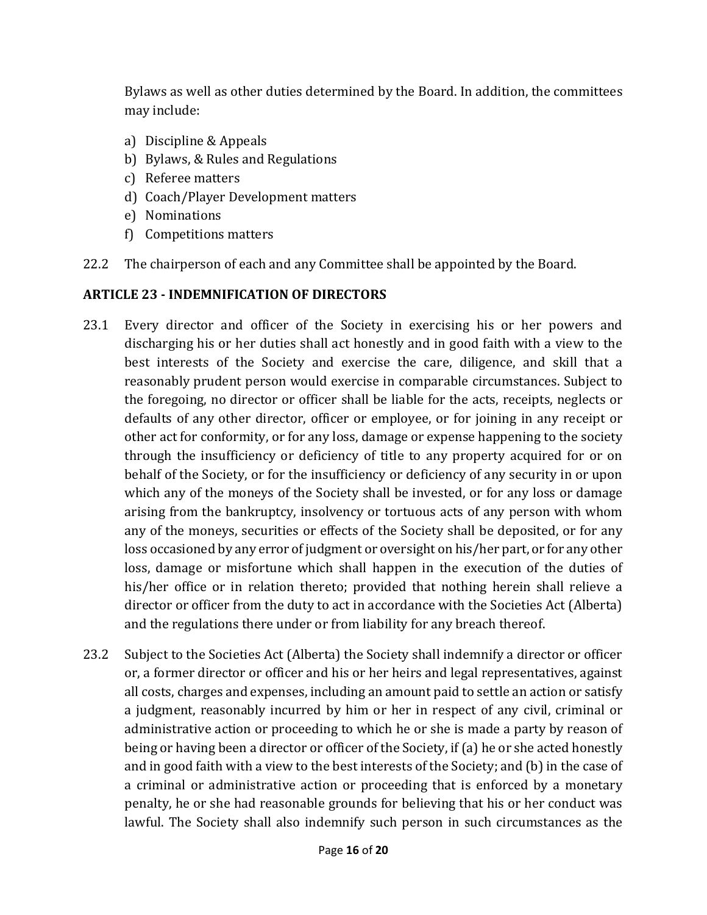Bylaws as well as other duties determined by the Board. In addition, the committees may include:

a) Discipline & Appeals
b) Bylaws, & Rules and Regulations
c) Referee matters
d) Coach/Player Development matters
e) Nominations
f) Competitions matters

22.2 The chairperson of each and any Committee shall be appointed by the Board.

## ARTICLE 23 - INDEMNIFICATION OF DIRECTORS

23.1 Every director and officer of the Society in exercising his or her powers and discharging his or her duties shall act honestly and in good faith with a view to the best interests of the Society and exercise the care, diligence, and skill that a reasonably prudent person would exercise in comparable circumstances. Subject to the foregoing, no director or officer shall be liable for the acts, receipts, neglects or defaults of any other director, officer or employee, or for joining in any receipt or other act for conformity, or for any loss, damage or expense happening to the society through the insufficiency or deficiency of title to any property acquired for or on behalf of the Society, or for the insufficiency or deficiency of any security in or upon which any of the moneys of the Society shall be invested, or for any loss or damage arising from the bankruptcy, insolvency or tortuous acts of any person with whom any of the moneys, securities or effects of the Society shall be deposited, or for any loss occasioned by any error of judgment or oversight on his/her part, or for any other loss, damage or misfortune which shall happen in the execution of the duties of his/her office or in relation thereto; provided that nothing herein shall relieve a director or officer from the duty to act in accordance with the Societies Act (Alberta) and the regulations there under or from liability for any breach thereof.

23.2 Subject to the Societies Act (Alberta) the Society shall indemnify a director or officer or, a former director or officer and his or her heirs and legal representatives, against all costs, charges and expenses, including an amount paid to settle an action or satisfy a judgment, reasonably incurred by him or her in respect of any civil, criminal or administrative action or proceeding to which he or she is made a party by reason of being or having been a director or officer of the Society, if (a) he or she acted honestly and in good faith with a view to the best interests of the Society; and (b) in the case of a criminal or administrative action or proceeding that is enforced by a monetary penalty, he or she had reasonable grounds for believing that his or her conduct was lawful. The Society shall also indemnify such person in such circumstances as the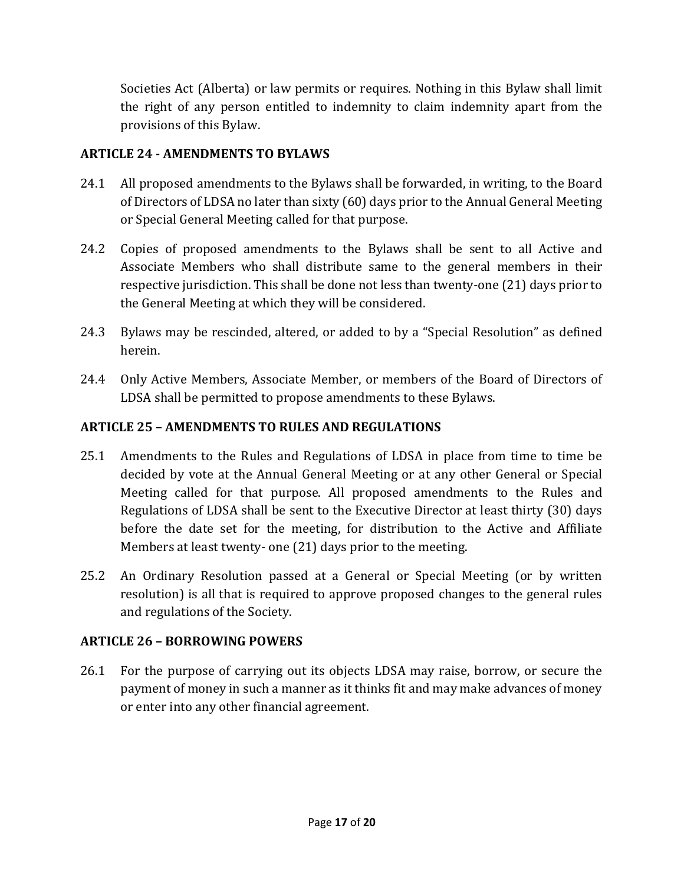Societies Act (Alberta) or law permits or requires. Nothing in this Bylaw shall limit the right of any person entitled to indemnity to claim indemnity apart from the provisions of this Bylaw.

### ARTICLE 24 - AMENDMENTS TO BYLAWS

24.1 All proposed amendments to the Bylaws shall be forwarded, in writing, to the Board of Directors of LDSA no later than sixty (60) days prior to the Annual General Meeting or Special General Meeting called for that purpose.

24.2 Copies of proposed amendments to the Bylaws shall be sent to all Active and Associate Members who shall distribute same to the general members in their respective jurisdiction. This shall be done not less than twenty-one (21) days prior to the General Meeting at which they will be considered.

24.3 Bylaws may be rescinded, altered, or added to by a "Special Resolution" as defined herein.

24.4 Only Active Members, Associate Member, or members of the Board of Directors of LDSA shall be permitted to propose amendments to these Bylaws.

### ARTICLE 25 – AMENDMENTS TO RULES AND REGULATIONS

25.1 Amendments to the Rules and Regulations of LDSA in place from time to time be decided by vote at the Annual General Meeting or at any other General or Special Meeting called for that purpose. All proposed amendments to the Rules and Regulations of LDSA shall be sent to the Executive Director at least thirty (30) days before the date set for the meeting, for distribution to the Active and Affiliate Members at least twenty- one (21) days prior to the meeting.

25.2 An Ordinary Resolution passed at a General or Special Meeting (or by written resolution) is all that is required to approve proposed changes to the general rules and regulations of the Society.

### ARTICLE 26 – BORROWING POWERS

26.1 For the purpose of carrying out its objects LDSA may raise, borrow, or secure the payment of money in such a manner as it thinks fit and may make advances of money or enter into any other financial agreement.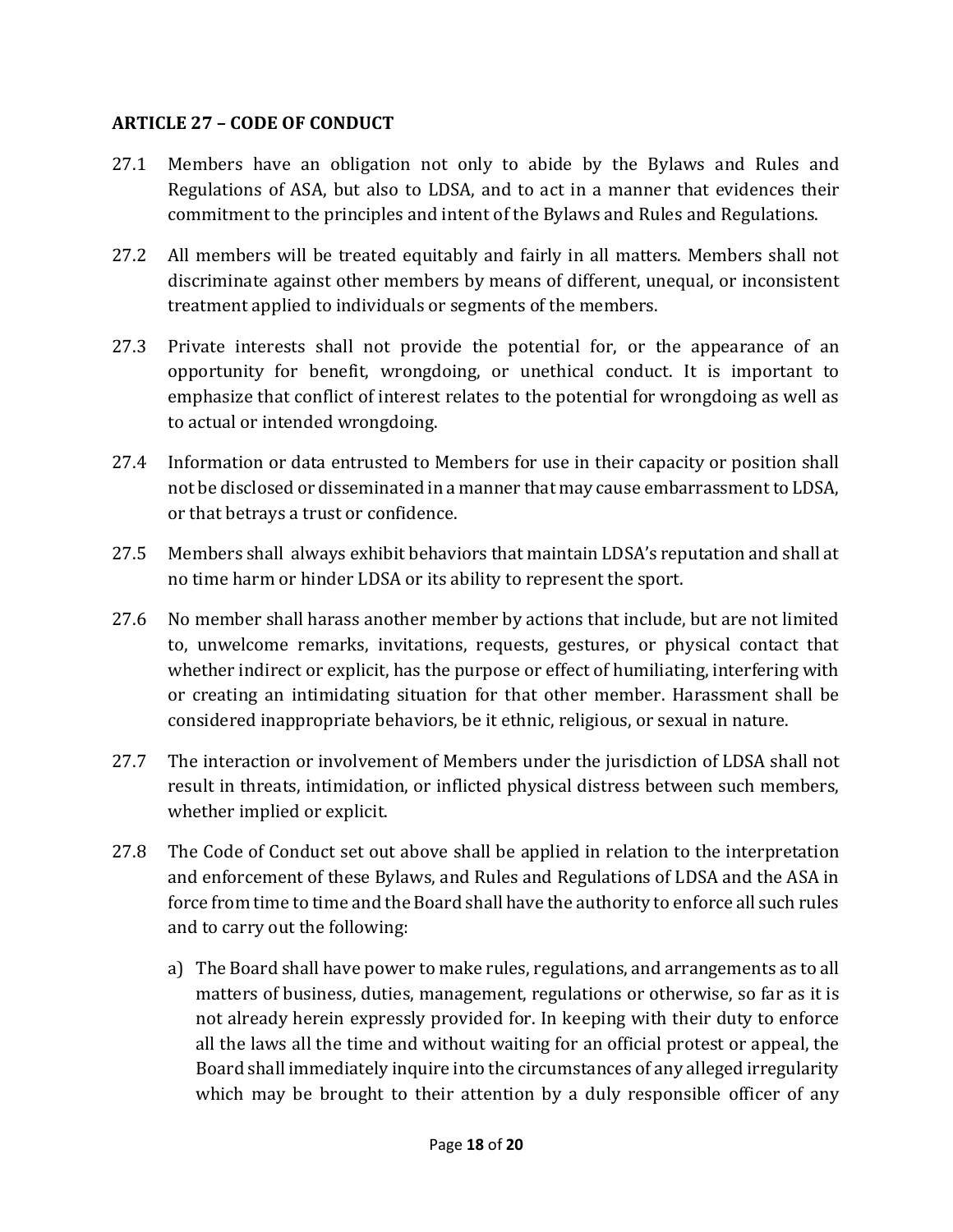## ARTICLE 27 – CODE OF CONDUCT

27.1 Members have an obligation not only to abide by the Bylaws and Rules and Regulations of ASA, but also to LDSA, and to act in a manner that evidences their commitment to the principles and intent of the Bylaws and Rules and Regulations.

27.2 All members will be treated equitably and fairly in all matters. Members shall not discriminate against other members by means of different, unequal, or inconsistent treatment applied to individuals or segments of the members.

27.3 Private interests shall not provide the potential for, or the appearance of an opportunity for benefit, wrongdoing, or unethical conduct. It is important to emphasize that conflict of interest relates to the potential for wrongdoing as well as to actual or intended wrongdoing.

27.4 Information or data entrusted to Members for use in their capacity or position shall not be disclosed or disseminated in a manner that may cause embarrassment to LDSA, or that betrays a trust or confidence.

27.5 Members shall always exhibit behaviors that maintain LDSA's reputation and shall at no time harm or hinder LDSA or its ability to represent the sport.

27.6 No member shall harass another member by actions that include, but are not limited to, unwelcome remarks, invitations, requests, gestures, or physical contact that whether indirect or explicit, has the purpose or effect of humiliating, interfering with or creating an intimidating situation for that other member. Harassment shall be considered inappropriate behaviors, be it ethnic, religious, or sexual in nature.

27.7 The interaction or involvement of Members under the jurisdiction of LDSA shall not result in threats, intimidation, or inflicted physical distress between such members, whether implied or explicit.

27.8 The Code of Conduct set out above shall be applied in relation to the interpretation and enforcement of these Bylaws, and Rules and Regulations of LDSA and the ASA in force from time to time and the Board shall have the authority to enforce all such rules and to carry out the following:

a) The Board shall have power to make rules, regulations, and arrangements as to all matters of business, duties, management, regulations or otherwise, so far as it is not already herein expressly provided for. In keeping with their duty to enforce all the laws all the time and without waiting for an official protest or appeal, the Board shall immediately inquire into the circumstances of any alleged irregularity which may be brought to their attention by a duly responsible officer of any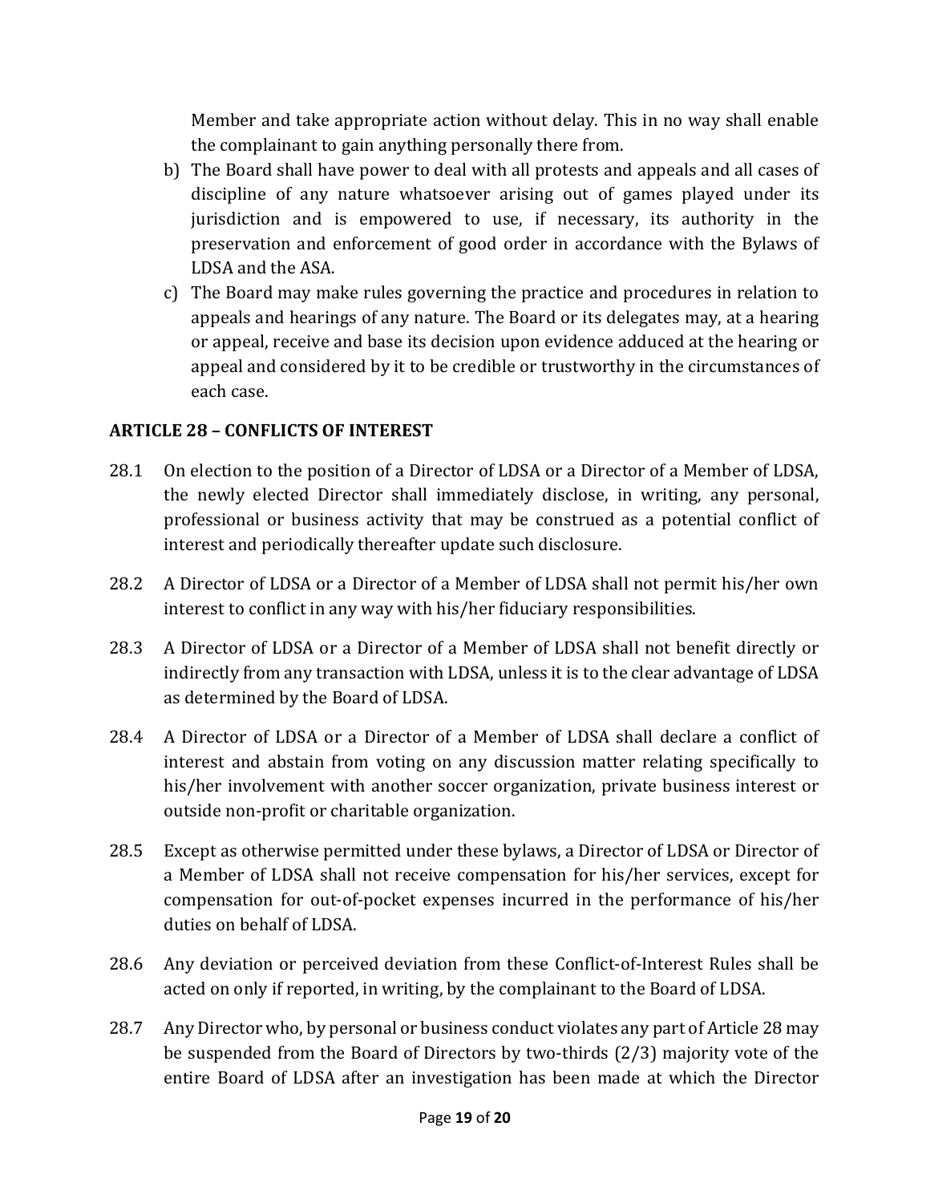Member and take appropriate action without delay. This in no way shall enable the complainant to gain anything personally there from.

b) The Board shall have power to deal with all protests and appeals and all cases of discipline of any nature whatsoever arising out of games played under its jurisdiction and is empowered to use, if necessary, its authority in the preservation and enforcement of good order in accordance with the Bylaws of LDSA and the ASA.

c) The Board may make rules governing the practice and procedures in relation to appeals and hearings of any nature. The Board or its delegates may, at a hearing or appeal, receive and base its decision upon evidence adduced at the hearing or appeal and considered by it to be credible or trustworthy in the circumstances of each case.

## ARTICLE 28 – CONFLICTS OF INTEREST

28.1 On election to the position of a Director of LDSA or a Director of a Member of LDSA, the newly elected Director shall immediately disclose, in writing, any personal, professional or business activity that may be construed as a potential conflict of interest and periodically thereafter update such disclosure.

28.2 A Director of LDSA or a Director of a Member of LDSA shall not permit his/her own interest to conflict in any way with his/her fiduciary responsibilities.

28.3 A Director of LDSA or a Director of a Member of LDSA shall not benefit directly or indirectly from any transaction with LDSA, unless it is to the clear advantage of LDSA as determined by the Board of LDSA.

28.4 A Director of LDSA or a Director of a Member of LDSA shall declare a conflict of interest and abstain from voting on any discussion matter relating specifically to his/her involvement with another soccer organization, private business interest or outside non-profit or charitable organization.

28.5 Except as otherwise permitted under these bylaws, a Director of LDSA or Director of a Member of LDSA shall not receive compensation for his/her services, except for compensation for out-of-pocket expenses incurred in the performance of his/her duties on behalf of LDSA.

28.6 Any deviation or perceived deviation from these Conflict-of-Interest Rules shall be acted on only if reported, in writing, by the complainant to the Board of LDSA.

28.7 Any Director who, by personal or business conduct violates any part of Article 28 may be suspended from the Board of Directors by two-thirds (2/3) majority vote of the entire Board of LDSA after an investigation has been made at which the Director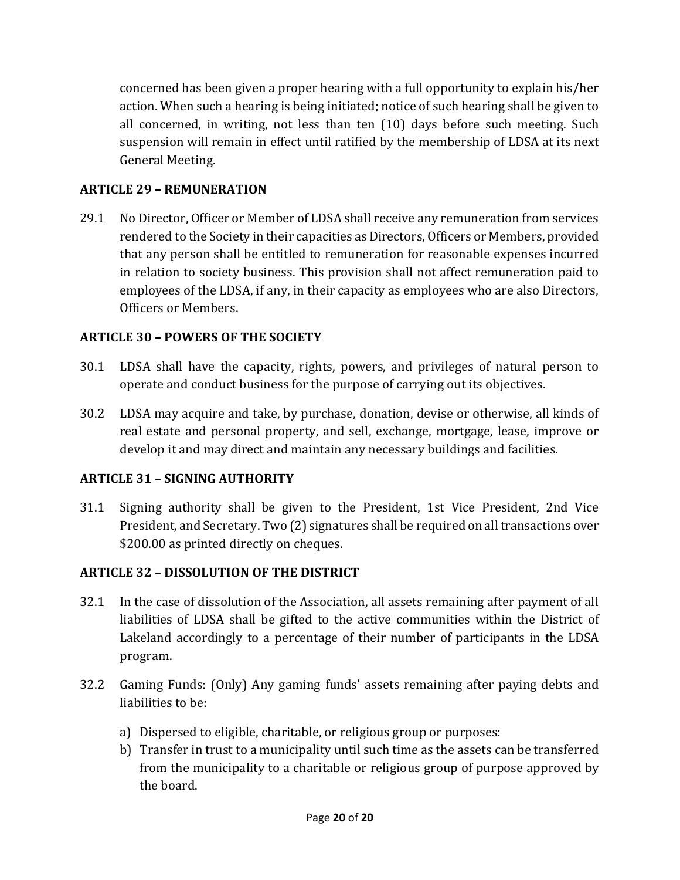concerned has been given a proper hearing with a full opportunity to explain his/her action. When such a hearing is being initiated; notice of such hearing shall be given to all concerned, in writing, not less than ten (10) days before such meeting. Such suspension will remain in effect until ratified by the membership of LDSA at its next General Meeting.

## ARTICLE 29 – REMUNERATION

29.1 No Director, Officer or Member of LDSA shall receive any remuneration from services rendered to the Society in their capacities as Directors, Officers or Members, provided that any person shall be entitled to remuneration for reasonable expenses incurred in relation to society business. This provision shall not affect remuneration paid to employees of the LDSA, if any, in their capacity as employees who are also Directors, Officers or Members.

## ARTICLE 30 – POWERS OF THE SOCIETY

30.1 LDSA shall have the capacity, rights, powers, and privileges of natural person to operate and conduct business for the purpose of carrying out its objectives.

30.2 LDSA may acquire and take, by purchase, donation, devise or otherwise, all kinds of real estate and personal property, and sell, exchange, mortgage, lease, improve or develop it and may direct and maintain any necessary buildings and facilities.

## ARTICLE 31 – SIGNING AUTHORITY

31.1 Signing authority shall be given to the President, 1st Vice President, 2nd Vice President, and Secretary. Two (2) signatures shall be required on all transactions over $200.00 as printed directly on cheques.

## ARTICLE 32 – DISSOLUTION OF THE DISTRICT

32.1 In the case of dissolution of the Association, all assets remaining after payment of all liabilities of LDSA shall be gifted to the active communities within the District of Lakeland accordingly to a percentage of their number of participants in the LDSA program.

32.2 Gaming Funds: (Only) Any gaming funds' assets remaining after paying debts and liabilities to be:

a) Dispersed to eligible, charitable, or religious group or purposes:
b) Transfer in trust to a municipality until such time as the assets can be transferred from the municipality to a charitable or religious group of purpose approved by the board.